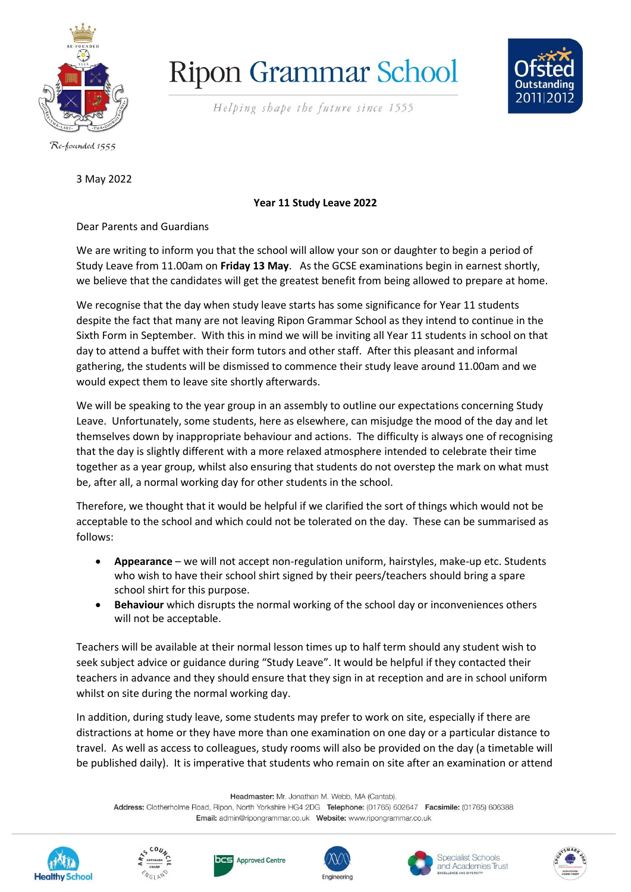# Ripon Grammar School

*Helping shape the future since 1555*

*Re-founded 1555*

3 May 2022

**Year 11 Study Leave 2022**

Dear Parents and Guardians

We are writing to inform you that the school will allow your son or daughter to begin a period of Study Leave from 11.00am on **Friday 13 May**. As the GCSE examinations begin in earnest shortly, we believe that the candidates will get the greatest benefit from being allowed to prepare at home.

We recognise that the day when study leave starts has some significance for Year 11 students despite the fact that many are not leaving Ripon Grammar School as they intend to continue in the Sixth Form in September. With this in mind we will be inviting all Year 11 students in school on that day to attend a buffet with their form tutors and other staff. After this pleasant and informal gathering, the students will be dismissed to commence their study leave around 11.00am and we would expect them to leave site shortly afterwards.

We will be speaking to the year group in an assembly to outline our expectations concerning Study Leave. Unfortunately, some students, here as elsewhere, can misjudge the mood of the day and let themselves down by inappropriate behaviour and actions. The difficulty is always one of recognising that the day is slightly different with a more relaxed atmosphere intended to celebrate their time together as a year group, whilst also ensuring that students do not overstep the mark on what must be, after all, a normal working day for other students in the school.

Therefore, we thought that it would be helpful if we clarified the sort of things which would not be acceptable to the school and which could not be tolerated on the day. These can be summarised as follows:

- **Appearance** – we will not accept non-regulation uniform, hairstyles, make-up etc. Students who wish to have their school shirt signed by their peers/teachers should bring a spare school shirt for this purpose.
- **Behaviour** which disrupts the normal working of the school day or inconveniences others will not be acceptable.

Teachers will be available at their normal lesson times up to half term should any student wish to seek subject advice or guidance during "Study Leave". It would be helpful if they contacted their teachers in advance and they should ensure that they sign in at reception and are in school uniform whilst on site during the normal working day.

In addition, during study leave, some students may prefer to work on site, especially if there are distractions at home or they have more than one examination on one day or a particular distance to travel. As well as access to colleagues, study rooms will also be provided on the day (a timetable will be published daily). It is imperative that students who remain on site after an examination or attend

**Headmaster:** Mr. Jonathan M. Webb, MA (Cantab).
**Address:** Clotherholme Road, Ripon, North Yorkshire HG4 2DG **Telephone:** (01765) 602647 **Facsimile:** (01765) 606388
**Email:** admin@ripongrammar.co.uk **Website:** www.ripongrammar.co.uk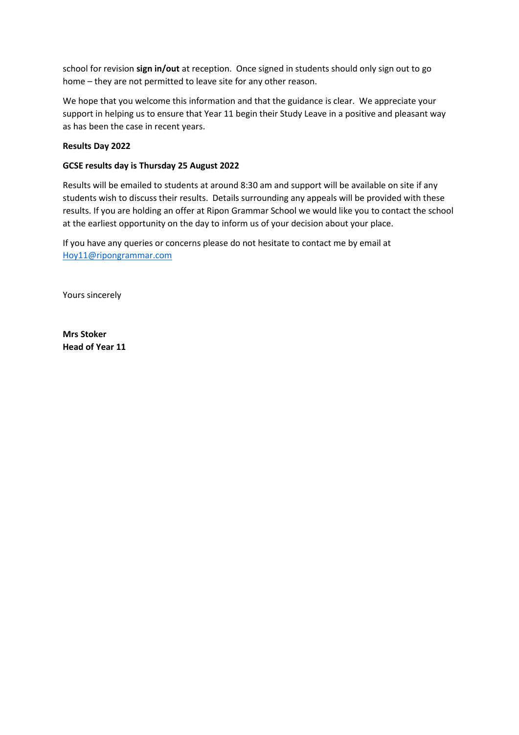school for revision **sign in/out** at reception. Once signed in students should only sign out to go home – they are not permitted to leave site for any other reason.

We hope that you welcome this information and that the guidance is clear. We appreciate your support in helping us to ensure that Year 11 begin their Study Leave in a positive and pleasant way as has been the case in recent years.

**Results Day 2022**

**GCSE results day is Thursday 25 August 2022**

Results will be emailed to students at around 8:30 am and support will be available on site if any students wish to discuss their results. Details surrounding any appeals will be provided with these results. If you are holding an offer at Ripon Grammar School we would like you to contact the school at the earliest opportunity on the day to inform us of your decision about your place.

If you have any queries or concerns please do not hesitate to contact me by email at Hoy11@ripongrammar.com

Yours sincerely

**Mrs Stoker**
**Head of Year 11**